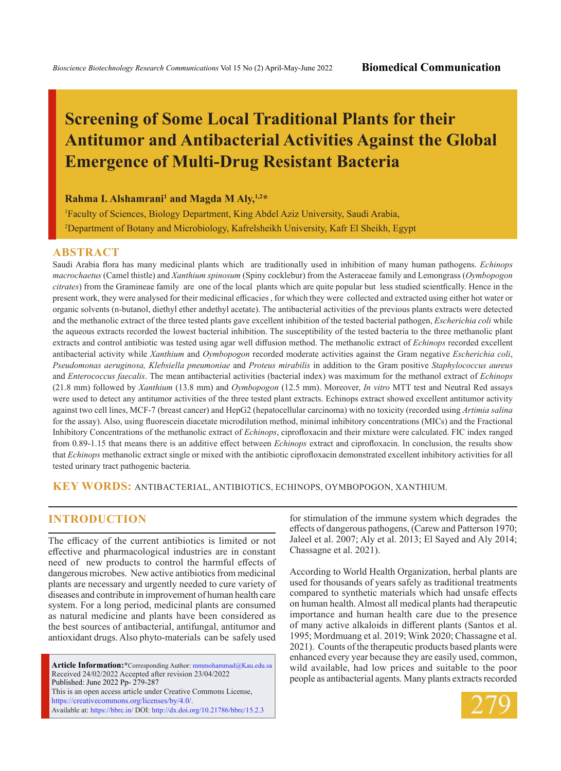Biomedical Communication

# Screening of Some Local Traditional Plants for their Antitumor and Antibacterial Activities Against the Global Emergence of Multi-Drug Resistant Bacteria

**Rahma I. Alshamrani[1] and Magda M Aly,[1,2]***

[1]Faculty of Sciences, Biology Department, King Abdel Aziz University, Saudi Arabia,

[2]Department of Botany and Microbiology, Kafrelsheikh University, Kafr El Sheikh, Egypt

## ABSTRACT

Saudi Arabia flora has many medicinal plants which are traditionally used in inhibition of many human pathogens. *Echinops macrochaetus* (Camel thistle) and *Xanthium spinosum* (Spiny cocklebur) from the Asteraceae family and Lemongrass (*Oymbopogon citrates*) from the Gramineae family are one of the local plants which are quite popular but less studied scientfically. Hence in the present work, they were analysed for their medicinal efficacies , for which they were collected and extracted using either hot water or organic solvents (n-butanol, diethyl ether andethyl acetate). The antibacterial activities of the previous plants extracts were detected and the methanolic extract of the three tested plants gave excellent inhibition of the tested bacterial pathogen, *Escherichia coli* while the aqueous extracts recorded the lowest bacterial inhibition. The susceptibility of the tested bacteria to the three methanolic plant extracts and control antibiotic was tested using agar well diffusion method. The methanolic extract of *Echinops* recorded excellent antibacterial activity while *Xanthium* and *Oymbopogon* recorded moderate activities against the Gram negative *Escherichia coli*, *Pseudomonas aeruginosa, Klebsiella pneumoniae* and *Proteus mirabilis* in addition to the Gram positive *Staphylococcus aureus* and *Enterococcus faecalis*. The mean antibacterial activities (bacterial index) was maximum for the methanol extract of *Echinops* (21.8 mm) followed by *Xanthium* (13.8 mm) and *Oymbopogon* (12.5 mm). Moreover, *In vitro* MTT test and Neutral Red assays were used to detect any antitumor activities of the three tested plant extracts. Echinops extract showed excellent antitumor activity against two cell lines, MCF-7 (breast cancer) and HepG2 (hepatocellular carcinoma) with no toxicity (recorded using *Artimia salina* for the assay). Also, using fluorescein diacetate microdilution method, minimal inhibitory concentrations (MICs) and the Fractional Inhibitory Concentrations of the methanolic extract of *Echinops*, ciprofloxacin and their mixture were calculated. FIC index ranged from 0.89-1.15 that means there is an additive effect between *Echinops* extract and ciprofloxacin. In conclusion, the results show that *Echinops* methanolic extract single or mixed with the antibiotic ciprofloxacin demonstrated excellent inhibitory activities for all tested urinary tract pathogenic bacteria.

**KEY WORDS:** ANTIBACTERIAL, ANTIBIOTICS, ECHINOPS, OYMBOPOGON, XANTHIUM.

## INTRODUCTION

The efficacy of the current antibiotics is limited or not effective and pharmacological industries are in constant need of new products to control the harmful effects of dangerous microbes. New active antibiotics from medicinal plants are necessary and urgently needed to cure variety of diseases and contribute in improvement of human health care system. For a long period, medicinal plants are consumed as natural medicine and plants have been considered as the best sources of antibacterial, antifungal, antitumor and antioxidant drugs. Also phyto-materials can be safely used for stimulation of the immune system which degrades the effects of dangerous pathogens, (Carew and Patterson 1970; Jaleel et al. 2007; Aly et al. 2013; El Sayed and Aly 2014; Chassagne et al. 2021).

According to World Health Organization, herbal plants are used for thousands of years safely as traditional treatments compared to synthetic materials which had unsafe effects on human health. Almost all medical plants had therapeutic importance and human health care due to the presence of many active alkaloids in different plants (Santos et al. 1995; Mordmuang et al. 2019; Wink 2020; Chassagne et al. 2021). Counts of the therapeutic products based plants were enhanced every year because they are easily used, common, wild available, had low prices and suitable to the poor people as antibacterial agents. Many plants extracts recorded

**Article Information:***Corresponding Author: mmmohammad@Kau.edu.sa
Received 24/02/2022 Accepted after revision 23/04/2022
Published: June 2022 Pp- 279-287
This is an open access article under Creative Commons License, https://creativecommons.org/licenses/by/4.0/.
Available at: https://bbrc.in/ DOI: http://dx.doi.org/10.21786/bbrc/15.2.3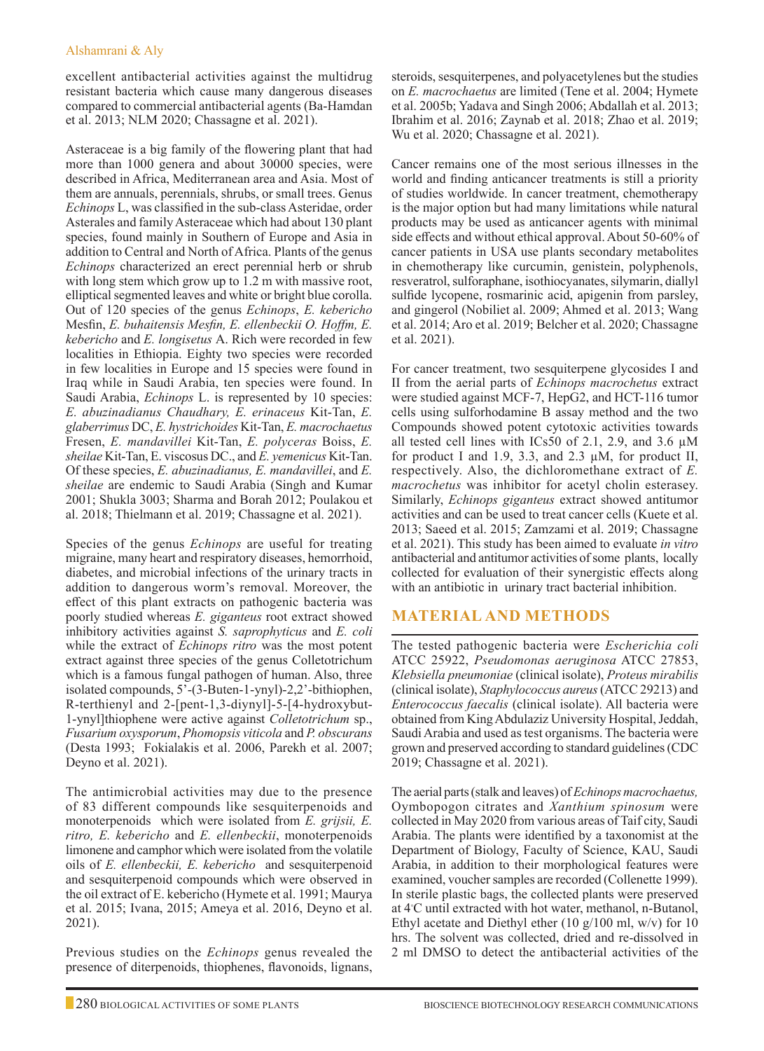excellent antibacterial activities against the multidrug resistant bacteria which cause many dangerous diseases compared to commercial antibacterial agents (Ba-Hamdan et al. 2013; NLM 2020; Chassagne et al. 2021).

Asteraceae is a big family of the flowering plant that had more than 1000 genera and about 30000 species, were described in Africa, Mediterranean area and Asia. Most of them are annuals, perennials, shrubs, or small trees. Genus *Echinops* L, was classified in the sub-class Asteridae, order Asterales and family Asteraceae which had about 130 plant species, found mainly in Southern of Europe and Asia in addition to Central and North of Africa. Plants of the genus *Echinops* characterized an erect perennial herb or shrub with long stem which grow up to 1.2 m with massive root, elliptical segmented leaves and white or bright blue corolla. Out of 120 species of the genus *Echinops*, *E. kebericho* Mesfin, *E. buhaitensis Mesfin, E. ellenbeckii O. Hoffm, E. kebericho* and *E. longisetus* A. Rich were recorded in few localities in Ethiopia. Eighty two species were recorded in few localities in Europe and 15 species were found in Iraq while in Saudi Arabia, ten species were found. In Saudi Arabia, *Echinops* L. is represented by 10 species: *E. abuzinadianus Chaudhary, E. erinaceus* Kit-Tan, *E. glaberrimus* DC, *E. hystrichoides* Kit-Tan, *E. macrochaetus* Fresen, *E. mandavillei* Kit-Tan, *E. polyceras* Boiss, *E. sheilae* Kit-Tan, E. viscosus DC., and *E. yemenicus* Kit-Tan. Of these species, *E. abuzinadianus, E. mandavillei*, and *E. sheilae* are endemic to Saudi Arabia (Singh and Kumar 2001; Shukla 3003; Sharma and Borah 2012; Poulakou et al. 2018; Thielmann et al. 2019; Chassagne et al. 2021).

Species of the genus *Echinops* are useful for treating migraine, many heart and respiratory diseases, hemorrhoid, diabetes, and microbial infections of the urinary tracts in addition to dangerous worm's removal. Moreover, the effect of this plant extracts on pathogenic bacteria was poorly studied whereas *E. giganteus* root extract showed inhibitory activities against *S. saprophyticus* and *E. coli* while the extract of *Echinops ritro* was the most potent extract against three species of the genus Colletotrichum which is a famous fungal pathogen of human. Also, three isolated compounds, 5'-(3-Buten-1-ynyl)-2,2'-bithiophen, R-terthienyl and 2-[pent-1,3-diynyl]-5-[4-hydroxybut-1-ynyl]thiophene were active against *Colletotrichum* sp., *Fusarium oxysporum*, *Phomopsis viticola* and *P. obscurans* (Desta 1993; Fokialakis et al. 2006, Parekh et al. 2007; Deyno et al. 2021).

The antimicrobial activities may due to the presence of 83 different compounds like sesquiterpenoids and monoterpenoids which were isolated from *E. grijsii, E. ritro, E. kebericho* and *E. ellenbeckii*, monoterpenoids limonene and camphor which were isolated from the volatile oils of *E. ellenbeckii, E. kebericho* and sesquiterpenoid and sesquiterpenoid compounds which were observed in the oil extract of E. kebericho (Hymete et al. 1991; Maurya et al. 2015; Ivana, 2015; Ameya et al. 2016, Deyno et al. 2021).

Previous studies on the *Echinops* genus revealed the presence of diterpenoids, thiophenes, flavonoids, lignans, steroids, sesquiterpenes, and polyacetylenes but the studies on *E. macrochaetus* are limited (Tene et al. 2004; Hymete et al. 2005b; Yadava and Singh 2006; Abdallah et al. 2013; Ibrahim et al. 2016; Zaynab et al. 2018; Zhao et al. 2019; Wu et al. 2020; Chassagne et al. 2021).

Cancer remains one of the most serious illnesses in the world and finding anticancer treatments is still a priority of studies worldwide. In cancer treatment, chemotherapy is the major option but had many limitations while natural products may be used as anticancer agents with minimal side effects and without ethical approval. About 50-60% of cancer patients in USA use plants secondary metabolites in chemotherapy like curcumin, genistein, polyphenols, resveratrol, sulforaphane, isothiocyanates, silymarin, diallyl sulfide lycopene, rosmarinic acid, apigenin from parsley, and gingerol (Nobiliet al. 2009; Ahmed et al. 2013; Wang et al. 2014; Aro et al. 2019; Belcher et al. 2020; Chassagne et al. 2021).

For cancer treatment, two sesquiterpene glycosides I and II from the aerial parts of *Echinops macrochetus* extract were studied against MCF-7, HepG2, and HCT-116 tumor cells using sulforhodamine B assay method and the two Compounds showed potent cytotoxic activities towards all tested cell lines with ICs50 of 2.1, 2.9, and 3.6 µM for product I and 1.9, 3.3, and 2.3 µM, for product II, respectively. Also, the dichloromethane extract of *E. macrochetus* was inhibitor for acetyl cholin esterasey. Similarly, *Echinops giganteus* extract showed antitumor activities and can be used to treat cancer cells (Kuete et al. 2013; Saeed et al. 2015; Zamzami et al. 2019; Chassagne et al. 2021). This study has been aimed to evaluate *in vitro* antibacterial and antitumor activities of some plants, locally collected for evaluation of their synergistic effects along with an antibiotic in urinary tract bacterial inhibition.

## MATERIAL AND METHODS

The tested pathogenic bacteria were *Escherichia coli* ATCC 25922, *Pseudomonas aeruginosa* ATCC 27853, *Klebsiella pneumoniae* (clinical isolate), *Proteus mirabilis* (clinical isolate), *Staphylococcus aureus* (ATCC 29213) and *Enterococcus faecalis* (clinical isolate). All bacteria were obtained from King Abdulaziz University Hospital, Jeddah, Saudi Arabia and used as test organisms. The bacteria were grown and preserved according to standard guidelines (CDC 2019; Chassagne et al. 2021).

The aerial parts (stalk and leaves) of *Echinops macrochaetus,* Oymbopogon citrates and *Xanthium spinosum* were collected in May 2020 from various areas of Taif city, Saudi Arabia. The plants were identified by a taxonomist at the Department of Biology, Faculty of Science, KAU, Saudi Arabia, in addition to their morphological features were examined, voucher samples are recorded (Collenette 1999). In sterile plastic bags, the collected plants were preserved at 4°C until extracted with hot water, methanol, n-Butanol, Ethyl acetate and Diethyl ether (10 g/100 ml, w/v) for 10 hrs. The solvent was collected, dried and re-dissolved in 2 ml DMSO to detect the antibacterial activities of the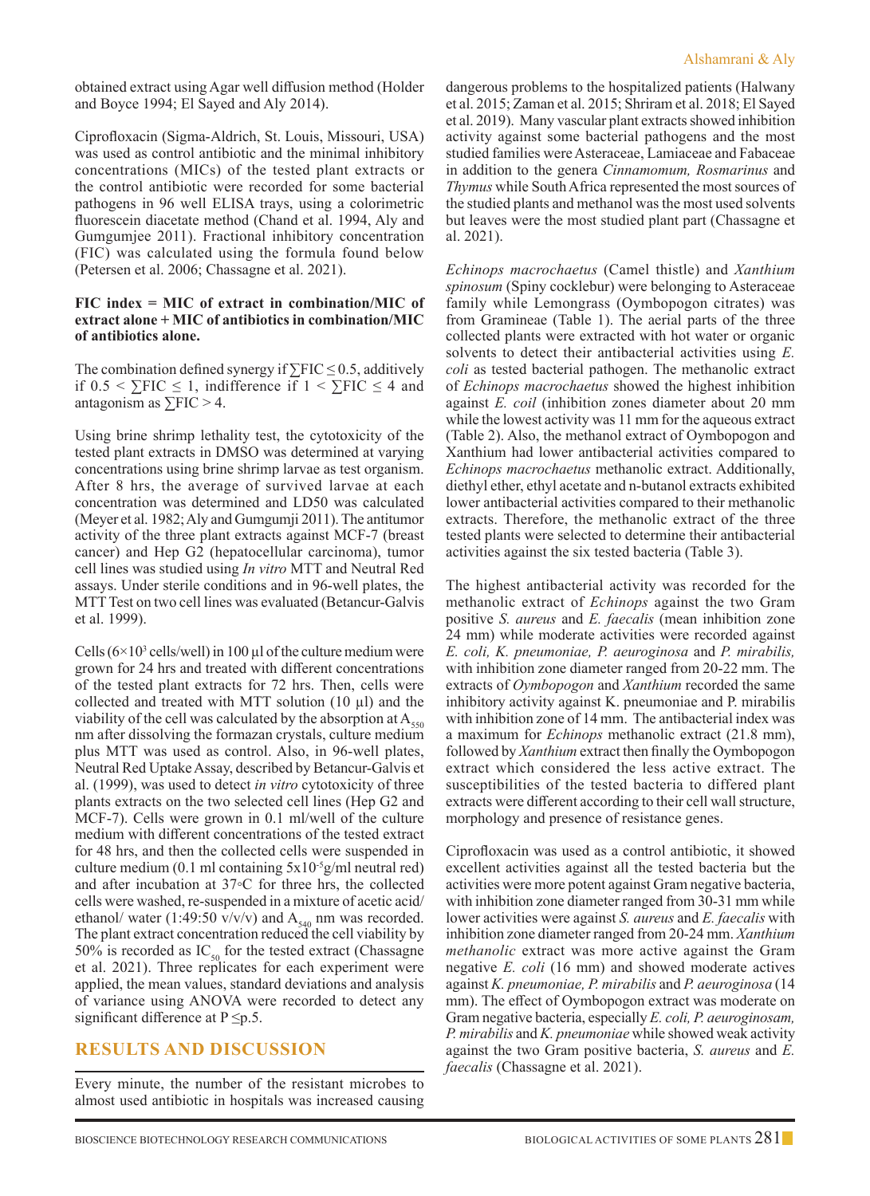obtained extract using Agar well diffusion method (Holder and Boyce 1994; El Sayed and Aly 2014).

Ciprofloxacin (Sigma-Aldrich, St. Louis, Missouri, USA) was used as control antibiotic and the minimal inhibitory concentrations (MICs) of the tested plant extracts or the control antibiotic were recorded for some bacterial pathogens in 96 well ELISA trays, using a colorimetric fluorescein diacetate method (Chand et al. 1994, Aly and Gumgumjee 2011). Fractional inhibitory concentration (FIC) was calculated using the formula found below (Petersen et al. 2006; Chassagne et al. 2021).

**FIC index = MIC of extract in combination/MIC of extract alone + MIC of antibiotics in combination/MIC of antibiotics alone.**

The combination defined synergy if $\sum FIC \leq 0.5$, additively if $0.5 < \sum FIC \leq 1$, indifference if $1 < \sum FIC \leq 4$ and antagonism as $\sum FIC > 4$.

Using brine shrimp lethality test, the cytotoxicity of the tested plant extracts in DMSO was determined at varying concentrations using brine shrimp larvae as test organism. After 8 hrs, the average of survived larvae at each concentration was determined and LD50 was calculated (Meyer et al. 1982; Aly and Gumgumji 2011). The antitumor activity of the three plant extracts against MCF-7 (breast cancer) and Hep G2 (hepatocellular carcinoma), tumor cell lines was studied using *In vitro* MTT and Neutral Red assays. Under sterile conditions and in 96-well plates, the MTT Test on two cell lines was evaluated (Betancur-Galvis et al. 1999).

Cells ($6 \times 10^3$ cells/well) in 100 µl of the culture medium were grown for 24 hrs and treated with different concentrations of the tested plant extracts for 72 hrs. Then, cells were collected and treated with MTT solution (10 µl) and the viability of the cell was calculated by the absorption at $A_{550}$ nm after dissolving the formazan crystals, culture medium plus MTT was used as control. Also, in 96-well plates, Neutral Red Uptake Assay, described by Betancur-Galvis et al. (1999), was used to detect *in vitro* cytotoxicity of three plants extracts on the two selected cell lines (Hep G2 and MCF-7). Cells were grown in 0.1 ml/well of the culture medium with different concentrations of the tested extract for 48 hrs, and then the collected cells were suspended in culture medium (0.1 ml containing $5 \times 10^{-5}$ g/ml neutral red) and after incubation at 37°C for three hrs, the collected cells were washed, re-suspended in a mixture of acetic acid/ ethanol/ water (1:49:50 v/v/v) and $A_{540}$ nm was recorded. The plant extract concentration reduced the cell viability by 50% is recorded as $IC_{50}$ for the tested extract (Chassagne et al. 2021). Three replicates for each experiment were applied, the mean values, standard deviations and analysis of variance using ANOVA were recorded to detect any significant difference at P ≤p.5.

## RESULTS AND DISCUSSION

Every minute, the number of the resistant microbes to almost used antibiotic in hospitals was increased causing dangerous problems to the hospitalized patients (Halwany et al. 2015; Zaman et al. 2015; Shriram et al. 2018; El Sayed et al. 2019). Many vascular plant extracts showed inhibition activity against some bacterial pathogens and the most studied families were Asteraceae, Lamiaceae and Fabaceae in addition to the genera *Cinnamomum, Rosmarinus* and *Thymus* while South Africa represented the most sources of the studied plants and methanol was the most used solvents but leaves were the most studied plant part (Chassagne et al. 2021).

*Echinops macrochaetus* (Camel thistle) and *Xanthium spinosum* (Spiny cocklebur) were belonging to Asteraceae family while Lemongrass (Oymbopogon citrates) was from Gramineae (Table 1). The aerial parts of the three collected plants were extracted with hot water or organic solvents to detect their antibacterial activities using *E. coli* as tested bacterial pathogen. The methanolic extract of *Echinops macrochaetus* showed the highest inhibition against *E. coil* (inhibition zones diameter about 20 mm while the lowest activity was 11 mm for the aqueous extract (Table 2). Also, the methanol extract of Oymbopogon and Xanthium had lower antibacterial activities compared to *Echinops macrochaetus* methanolic extract. Additionally, diethyl ether, ethyl acetate and n-butanol extracts exhibited lower antibacterial activities compared to their methanolic extracts. Therefore, the methanolic extract of the three tested plants were selected to determine their antibacterial activities against the six tested bacteria (Table 3).

The highest antibacterial activity was recorded for the methanolic extract of *Echinops* against the two Gram positive *S. aureus* and *E. faecalis* (mean inhibition zone 24 mm) while moderate activities were recorded against *E. coli, K. pneumoniae, P. aeuroginosa* and *P. mirabilis,* with inhibition zone diameter ranged from 20-22 mm. The extracts of *Oymbopogon* and *Xanthium* recorded the same inhibitory activity against K. pneumoniae and P. mirabilis with inhibition zone of 14 mm. The antibacterial index was a maximum for *Echinops* methanolic extract (21.8 mm), followed by *Xanthium* extract then finally the Oymbopogon extract which considered the less active extract. The susceptibilities of the tested bacteria to differed plant extracts were different according to their cell wall structure, morphology and presence of resistance genes.

Ciprofloxacin was used as a control antibiotic, it showed excellent activities against all the tested bacteria but the activities were more potent against Gram negative bacteria, with inhibition zone diameter ranged from 30-31 mm while lower activities were against *S. aureus* and *E. faecalis* with inhibition zone diameter ranged from 20-24 mm. *Xanthium methanolic* extract was more active against the Gram negative *E. coli* (16 mm) and showed moderate actives against *K. pneumoniae, P. mirabilis* and *P. aeuroginosa* (14 mm). The effect of Oymbopogon extract was moderate on Gram negative bacteria, especially *E. coli, P. aeuroginosam, P. mirabilis* and *K. pneumoniae* while showed weak activity against the two Gram positive bacteria, *S. aureus* and *E. faecalis* (Chassagne et al. 2021).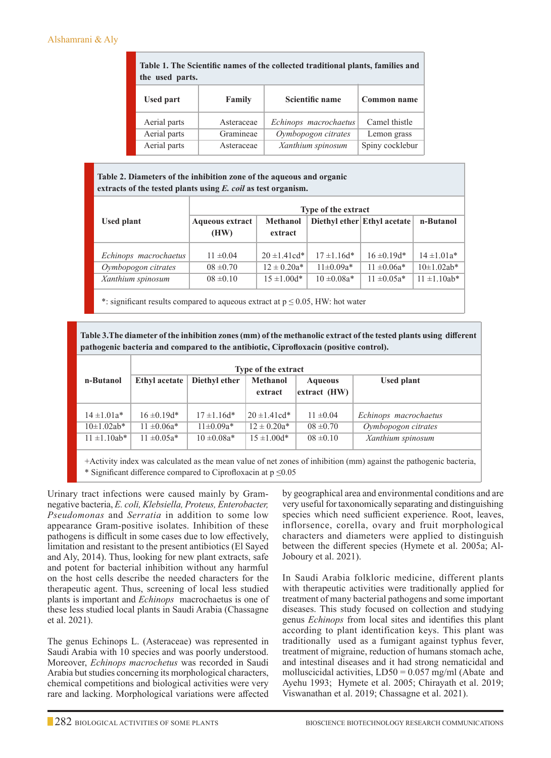**Table 1. The Scientific names of the collected traditional plants, families and the used parts.**

| Used part | Family | Scientific name | Common name |
|---|---|---|---|
| Aerial parts | Asteraceae | *Echinops macrochaetus* | Camel thistle |
| Aerial parts | Gramineae | *Oymbopogon citrates* | Lemon grass |
| Aerial parts | Asteraceae | *Xanthium spinosum* | Spiny cocklebur |

**Table 2. Diameters of the inhibition zone of the aqueous and organic extracts of the tested plants using *E. coil* as test organism.**

| Used plant | Type of the extract | | | | |
|---|---|---|---|---|---|
| | Aqueous extract (HW) | Methanol extract | Diethyl ether | Ethyl acetate | n-Butanol |
| *Echinops macrochaetus* | 11 ±0.04 | 20 ±1.41cd* | 17 ±1.16d* | 16 ±0.19d* | 14 ±1.01a* |
| *Oymbopogon citrates* | 08 ±0.70 | 12 ± 0.20a* | 11±0.09a* | 11 ±0.06a* | 10±1.02ab* |
| *Xanthium spinosum* | 08 ±0.10 | 15 ±1.00d* | 10 ±0.08a* | 11 ±0.05a* | 11 ±1.10ab* |

*: significant results compared to aqueous extract at p ≤ 0.05, HW: hot water

**Table 3.The diameter of the inhibition zones (mm) of the methanolic extract of the tested plants using different pathogenic bacteria and compared to the antibiotic, Ciprofloxacin (positive control).**

| n-Butanol | Type of the extract | | | | Used plant |
|---|---|---|---|---|---|
| | Ethyl acetate | Diethyl ether | Methanol extract | Aqueous extract (HW) | |
| 14 ±1.01a* | 16 ±0.19d* | 17 ±1.16d* | 20 ±1.41cd* | 11 ±0.04 | *Echinops macrochaetus* |
| 10±1.02ab* | 11 ±0.06a* | 11±0.09a* | 12 ± 0.20a* | 08 ±0.70 | *Oymbopogon citrates* |
| 11 ±1.10ab* | 11 ±0.05a* | 10 ±0.08a* | 15 ±1.00d* | 08 ±0.10 | *Xanthium spinosum* |

+Activity index was calculated as the mean value of net zones of inhibition (mm) against the pathogenic bacteria,
* Significant difference compared to Ciprofloxacin at p ≤0.05

Urinary tract infections were caused mainly by Gram-negative bacteria, *E. coli, Klebsiella, Proteus, Enterobacter, Pseudomonas* and *Serratia* in addition to some low appearance Gram-positive isolates. Inhibition of these pathogens is difficult in some cases due to low effectively, limitation and resistant to the present antibiotics (El Sayed and Aly, 2014). Thus, looking for new plant extracts, safe and potent for bacterial inhibition without any harmful on the host cells describe the needed characters for the therapeutic agent. Thus, screening of local less studied plants is important and *Echinops* macrochaetus is one of these less studied local plants in Saudi Arabia (Chassagne et al. 2021).

The genus Echinops L. (Asteraceae) was represented in Saudi Arabia with 10 species and was poorly understood. Moreover, *Echinops macrochetus* was recorded in Saudi Arabia but studies concerning its morphological characters, chemical competitions and biological activities were very rare and lacking. Morphological variations were affected by geographical area and environmental conditions and are very useful for taxonomically separating and distinguishing species which need sufficient experience. Root, leaves, inflorsence, corella, ovary and fruit morphological characters and diameters were applied to distinguish between the different species (Hymete et al. 2005a; Al-Joboury et al. 2021).

In Saudi Arabia folkloric medicine, different plants with therapeutic activities were traditionally applied for treatment of many bacterial pathogens and some important diseases. This study focused on collection and studying genus *Echinops* from local sites and identifies this plant according to plant identification keys. This plant was traditionally used as a fumigant against typhus fever, treatment of migraine, reduction of humans stomach ache, and intestinal diseases and it had strong nematicidal and molluscicidal activities, LD50 = 0.057 mg/ml (Abate and Ayehu 1993; Hymete et al. 2005; Chirayath et al. 2019; Viswanathan et al. 2019; Chassagne et al. 2021).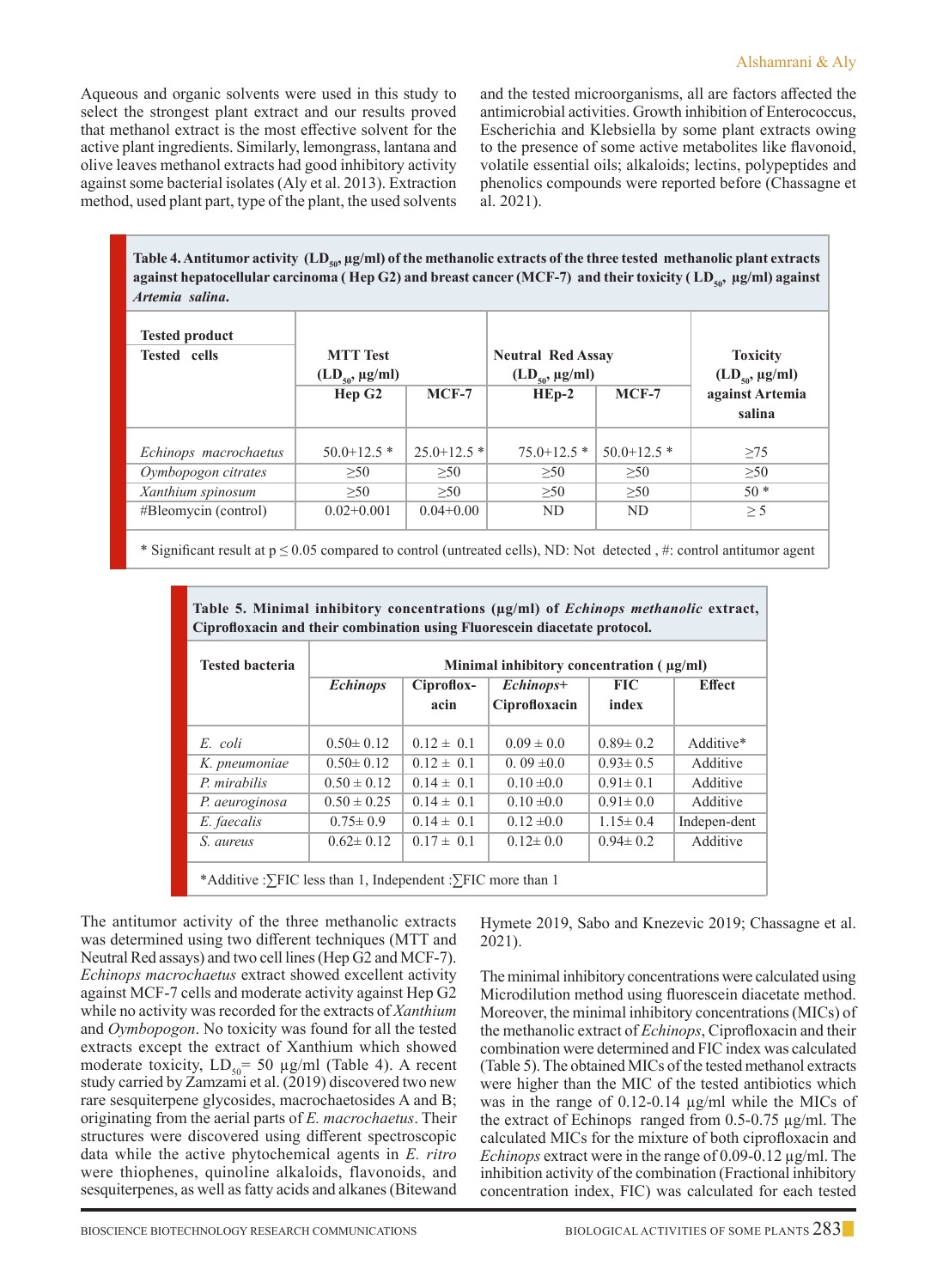Aqueous and organic solvents were used in this study to select the strongest plant extract and our results proved that methanol extract is the most effective solvent for the active plant ingredients. Similarly, lemongrass, lantana and olive leaves methanol extracts had good inhibitory activity against some bacterial isolates (Aly et al. 2013). Extraction method, used plant part, type of the plant, the used solvents and the tested microorganisms, all are factors affected the antimicrobial activities. Growth inhibition of Enterococcus, Escherichia and Klebsiella by some plant extracts owing to the presence of some active metabolites like flavonoid, volatile essential oils; alkaloids; lectins, polypeptides and phenolics compounds were reported before (Chassagne et al. 2021).

**Table 4. Antitumor activity ($LD_{50}$, µg/ml) of the methanolic extracts of the three tested methanolic plant extracts against hepatocellular carcinoma ( Hep G2) and breast cancer (MCF-7) and their toxicity ( $LD_{50}$, µg/ml) against *Artemia salina*.**

| Tested product / Tested cells | MTT Test ($LD_{50}$, µg/ml) | | Neutral Red Assay ($LD_{50}$, µg/ml) | | Toxicity ($LD_{50}$, µg/ml) against Artemia salina |
|---|---|---|---|---|---|
| | Hep G2 | MCF-7 | HEp-2 | MCF-7 | |
| *Echinops macrochaetus* | 50.0+12.5 * | 25.0+12.5 * | 75.0+12.5 * | 50.0+12.5 * | ≥75 |
| *Oymbopogon citrates* | ≥50 | ≥50 | ≥50 | ≥50 | ≥50 |
| *Xanthium spinosum* | ≥50 | ≥50 | ≥50 | ≥50 | 50 * |
| #Bleomycin (control) | 0.02+0.001 | 0.04+0.00 | ND | ND | ≥ 5 |

* Significant result at $p \leq 0.05$ compared to control (untreated cells), ND: Not detected , #: control antitumor agent

**Table 5. Minimal inhibitory concentrations (µg/ml) of *Echinops methanolic* extract, Ciprofloxacin and their combination using Fluorescein diacetate protocol.**

| Tested bacteria | Minimal inhibitory concentration ( µg/ml) | | | | |
|---|---|---|---|---|---|
| | *Echinops* | Ciproflox-acin | *Echinops*+ Ciprofloxacin | FIC index | Effect |
| *E. coli* | 0.50± 0.12 | 0.12 ± 0.1 | 0.09 ± 0.0 | 0.89± 0.2 | Additive* |
| *K. pneumoniae* | 0.50± 0.12 | 0.12 ± 0.1 | 0. 09 ±0.0 | 0.93± 0.5 | Additive |
| *P. mirabilis* | 0.50 ± 0.12 | 0.14 ± 0.1 | 0.10 ±0.0 | 0.91± 0.1 | Additive |
| *P. aeuroginosa* | 0.50 ± 0.25 | 0.14 ± 0.1 | 0.10 ±0.0 | 0.91± 0.0 | Additive |
| *E. faecalis* | 0.75± 0.9 | 0.14 ± 0.1 | 0.12 ±0.0 | 1.15± 0.4 | Indepen-dent |
| *S. aureus* | 0.62± 0.12 | 0.17 ± 0.1 | 0.12± 0.0 | 0.94± 0.2 | Additive |

*Additive :∑FIC less than 1, Independent :∑FIC more than 1

The antitumor activity of the three methanolic extracts was determined using two different techniques (MTT and Neutral Red assays) and two cell lines (Hep G2 and MCF-7). *Echinops macrochaetus* extract showed excellent activity against MCF-7 cells and moderate activity against Hep G2 while no activity was recorded for the extracts of *Xanthium* and *Oymbopogon*. No toxicity was found for all the tested extracts except the extract of Xanthium which showed moderate toxicity, $LD_{50}$= 50 µg/ml (Table 4). A recent study carried by Zamzami et al. (2019) discovered two new rare sesquiterpene glycosides, macrochaetosides A and B; originating from the aerial parts of *E. macrochaetus*. Their structures were discovered using different spectroscopic data while the active phytochemical agents in *E. ritro* were thiophenes, quinoline alkaloids, flavonoids, and sesquiterpenes, as well as fatty acids and alkanes (Bitewand Hymete 2019, Sabo and Knezevic 2019; Chassagne et al. 2021).

The minimal inhibitory concentrations were calculated using Microdilution method using fluorescein diacetate method. Moreover, the minimal inhibitory concentrations (MICs) of the methanolic extract of *Echinops*, Ciprofloxacin and their combination were determined and FIC index was calculated (Table 5). The obtained MICs of the tested methanol extracts were higher than the MIC of the tested antibiotics which was in the range of 0.12-0.14 µg/ml while the MICs of the extract of Echinops ranged from 0.5-0.75 µg/ml. The calculated MICs for the mixture of both ciprofloxacin and *Echinops* extract were in the range of 0.09-0.12 µg/ml. The inhibition activity of the combination (Fractional inhibitory concentration index, FIC) was calculated for each tested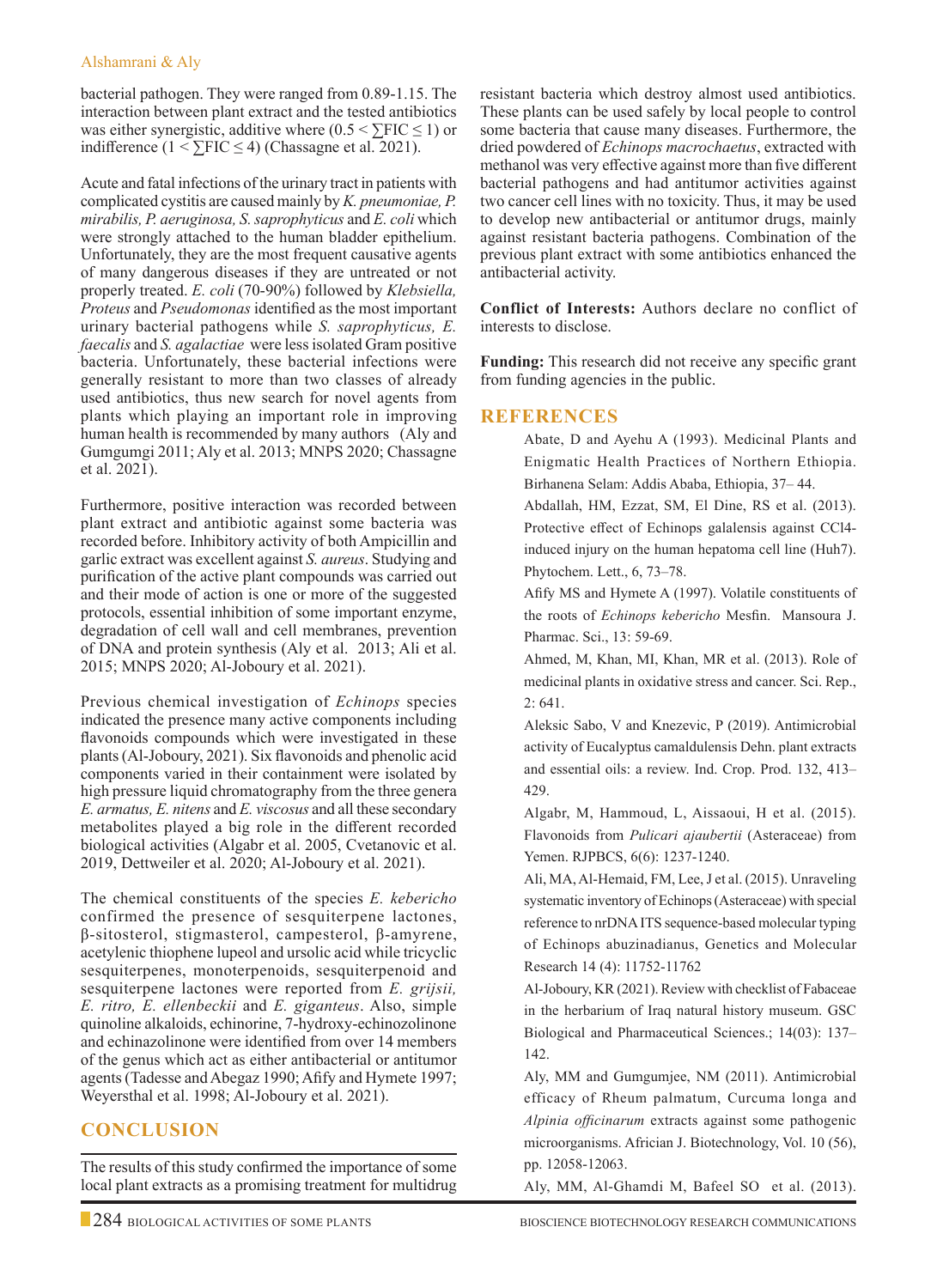bacterial pathogen. They were ranged from 0.89-1.15. The interaction between plant extract and the tested antibiotics was either synergistic, additive where ($0.5 < \sum FIC \leq 1$) or indifference ($1 < \sum FIC \leq 4$) (Chassagne et al. 2021).

Acute and fatal infections of the urinary tract in patients with complicated cystitis are caused mainly by *K. pneumoniae, P. mirabilis, P. aeruginosa, S. saprophyticus* and *E. coli* which were strongly attached to the human bladder epithelium. Unfortunately, they are the most frequent causative agents of many dangerous diseases if they are untreated or not properly treated. *E. coli* (70-90%) followed by *Klebsiella, Proteus* and *Pseudomonas* identified as the most important urinary bacterial pathogens while *S. saprophyticus, E. faecalis* and *S. agalactiae* were less isolated Gram positive bacteria. Unfortunately, these bacterial infections were generally resistant to more than two classes of already used antibiotics, thus new search for novel agents from plants which playing an important role in improving human health is recommended by many authors (Aly and Gumgumgi 2011; Aly et al. 2013; MNPS 2020; Chassagne et al. 2021).

Furthermore, positive interaction was recorded between plant extract and antibiotic against some bacteria was recorded before. Inhibitory activity of both Ampicillin and garlic extract was excellent against *S. aureus*. Studying and purification of the active plant compounds was carried out and their mode of action is one or more of the suggested protocols, essential inhibition of some important enzyme, degradation of cell wall and cell membranes, prevention of DNA and protein synthesis (Aly et al. 2013; Ali et al. 2015; MNPS 2020; Al-Joboury et al. 2021).

Previous chemical investigation of *Echinops* species indicated the presence many active components including flavonoids compounds which were investigated in these plants (Al-Joboury, 2021). Six flavonoids and phenolic acid components varied in their containment were isolated by high pressure liquid chromatography from the three genera *E. armatus, E. nitens* and *E. viscosus* and all these secondary metabolites played a big role in the different recorded biological activities (Algabr et al. 2005, Cvetanovic et al. 2019, Dettweiler et al. 2020; Al-Joboury et al. 2021).

The chemical constituents of the species *E. kebericho* confirmed the presence of sesquiterpene lactones, β-sitosterol, stigmasterol, campesterol, β-amyrene, acetylenic thiophene lupeol and ursolic acid while tricyclic sesquiterpenes, monoterpenoids, sesquiterpenoid and sesquiterpene lactones were reported from *E. grijsii, E. ritro, E. ellenbeckii* and *E. giganteus*. Also, simple quinoline alkaloids, echinorine, 7-hydroxy-echinozolinone and echinazolinone were identified from over 14 members of the genus which act as either antibacterial or antitumor agents (Tadesse and Abegaz 1990; Afify and Hymete 1997; Weyersthal et al. 1998; Al-Joboury et al. 2021).

## CONCLUSION

The results of this study confirmed the importance of some local plant extracts as a promising treatment for multidrug resistant bacteria which destroy almost used antibiotics. These plants can be used safely by local people to control some bacteria that cause many diseases. Furthermore, the dried powdered of *Echinops macrochaetus*, extracted with methanol was very effective against more than five different bacterial pathogens and had antitumor activities against two cancer cell lines with no toxicity. Thus, it may be used to develop new antibacterial or antitumor drugs, mainly against resistant bacteria pathogens. Combination of the previous plant extract with some antibiotics enhanced the antibacterial activity.

**Conflict of Interests:** Authors declare no conflict of interests to disclose.

**Funding:** This research did not receive any specific grant from funding agencies in the public.

## REFERENCES

Abate, D and Ayehu A (1993). Medicinal Plants and Enigmatic Health Practices of Northern Ethiopia. Birhanena Selam: Addis Ababa, Ethiopia, 37– 44.

Abdallah, HM, Ezzat, SM, El Dine, RS et al. (2013). Protective effect of Echinops galalensis against CCl4-induced injury on the human hepatoma cell line (Huh7). Phytochem. Lett., 6, 73–78.

Afify MS and Hymete A (1997). Volatile constituents of the roots of *Echinops kebericho* Mesfin. Mansoura J. Pharmac. Sci., 13: 59-69.

Ahmed, M, Khan, MI, Khan, MR et al. (2013). Role of medicinal plants in oxidative stress and cancer. Sci. Rep., 2: 641.

Aleksic Sabo, V and Knezevic, P (2019). Antimicrobial activity of Eucalyptus camaldulensis Dehn. plant extracts and essential oils: a review. Ind. Crop. Prod. 132, 413–429.

Algabr, M, Hammoud, L, Aissaoui, H et al. (2015). Flavonoids from *Pulicari ajaubertii* (Asteraceae) from Yemen. RJPBCS, 6(6): 1237-1240.

Ali, MA, Al-Hemaid, FM, Lee, J et al. (2015). Unraveling systematic inventory of Echinops (Asteraceae) with special reference to nrDNA ITS sequence-based molecular typing of Echinops abuzinadianus, Genetics and Molecular Research 14 (4): 11752-11762

Al-Joboury, KR (2021). Review with checklist of Fabaceae in the herbarium of Iraq natural history museum. GSC Biological and Pharmaceutical Sciences.; 14(03): 137–142.

Aly, MM and Gumgumjee, NM (2011). Antimicrobial efficacy of Rheum palmatum, Curcuma longa and *Alpinia officinarum* extracts against some pathogenic microorganisms. African J. Biotechnology, Vol. 10 (56), pp. 12058-12063.

Aly, MM, Al-Ghamdi M, Bafeel SO et al. (2013).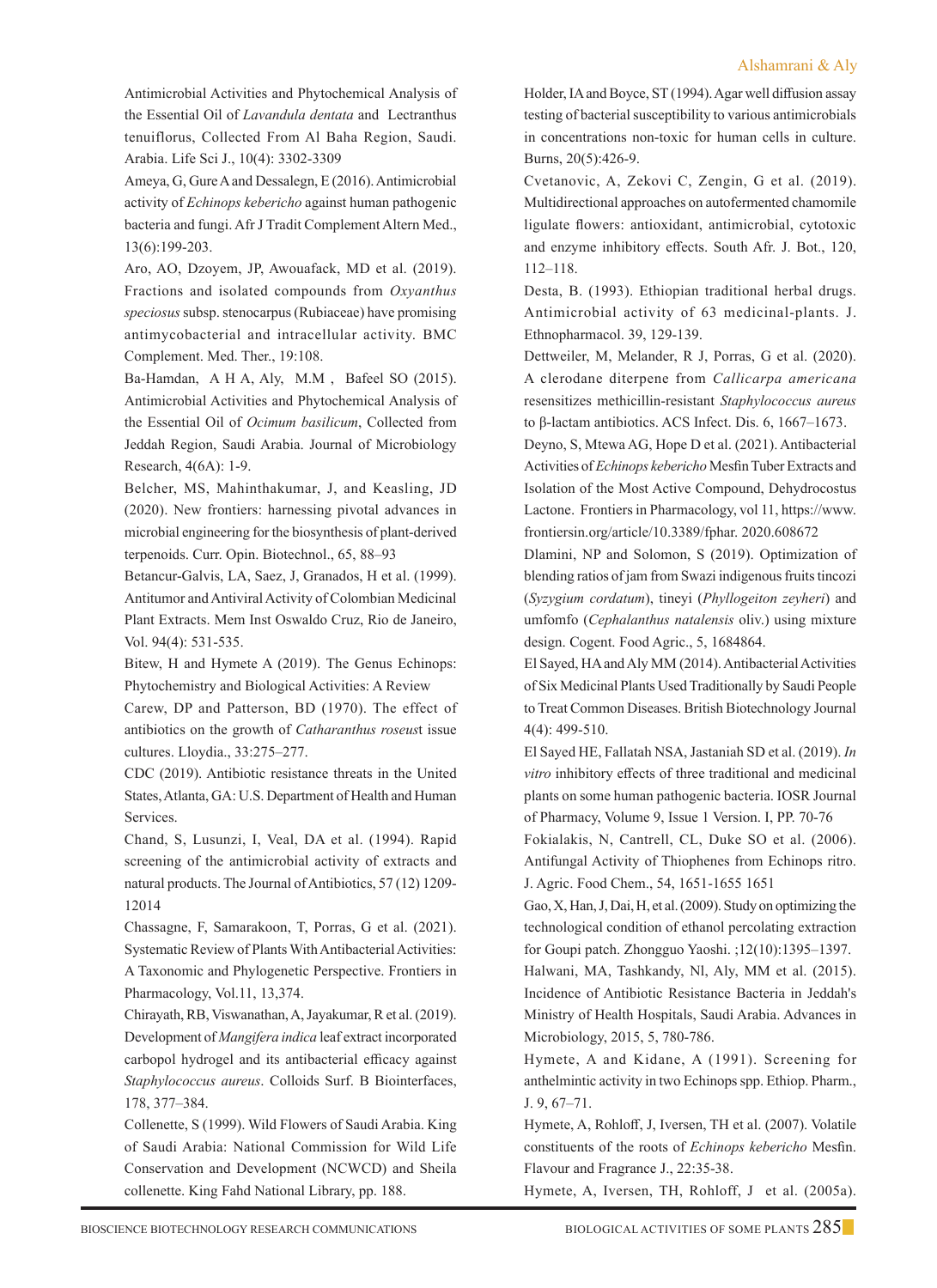Antimicrobial Activities and Phytochemical Analysis of the Essential Oil of *Lavandula dentata* and Lectranthus tenuiflorus, Collected From Al Baha Region, Saudi. Arabia. Life Sci J., 10(4): 3302-3309

Ameya, G, Gure A and Dessalegn, E (2016). Antimicrobial activity of *Echinops kebericho* against human pathogenic bacteria and fungi. Afr J Tradit Complement Altern Med., 13(6):199-203.

Aro, AO, Dzoyem, JP, Awouafack, MD et al. (2019). Fractions and isolated compounds from *Oxyanthus speciosus* subsp. stenocarpus (Rubiaceae) have promising antimycobacterial and intracellular activity. BMC Complement. Med. Ther., 19:108.

Ba-Hamdan, A H A, Aly, M.M , Bafeel SO (2015). Antimicrobial Activities and Phytochemical Analysis of the Essential Oil of *Ocimum basilicum*, Collected from Jeddah Region, Saudi Arabia. Journal of Microbiology Research, 4(6A): 1-9.

Belcher, MS, Mahinthakumar, J, and Keasling, JD (2020). New frontiers: harnessing pivotal advances in microbial engineering for the biosynthesis of plant-derived terpenoids. Curr. Opin. Biotechnol., 65, 88–93

Betancur-Galvis, LA, Saez, J, Granados, H et al. (1999). Antitumor and Antiviral Activity of Colombian Medicinal Plant Extracts. Mem Inst Oswaldo Cruz, Rio de Janeiro, Vol. 94(4): 531-535.

Bitew, H and Hymete A (2019). The Genus Echinops: Phytochemistry and Biological Activities: A Review

Carew, DP and Patterson, BD (1970). The effect of antibiotics on the growth of *Catharanthus roseus*t issue cultures. Lloydia., 33:275–277.

CDC (2019). Antibiotic resistance threats in the United States, Atlanta, GA: U.S. Department of Health and Human Services.

Chand, S, Lusunzi, I, Veal, DA et al. (1994). Rapid screening of the antimicrobial activity of extracts and natural products. The Journal of Antibiotics, 57 (12) 1209-12014

Chassagne, F, Samarakoon, T, Porras, G et al. (2021). Systematic Review of Plants With Antibacterial Activities: A Taxonomic and Phylogenetic Perspective. Frontiers in Pharmacology, Vol.11, 13,374.

Chirayath, RB, Viswanathan, A, Jayakumar, R et al. (2019). Development of *Mangifera indica* leaf extract incorporated carbopol hydrogel and its antibacterial efficacy against *Staphylococcus aureus*. Colloids Surf. B Biointerfaces, 178, 377–384.

Collenette, S (1999). Wild Flowers of Saudi Arabia. King of Saudi Arabia: National Commission for Wild Life Conservation and Development (NCWCD) and Sheila collenette. King Fahd National Library, pp. 188.

Holder, IA and Boyce, ST (1994). Agar well diffusion assay testing of bacterial susceptibility to various antimicrobials in concentrations non-toxic for human cells in culture. Burns, 20(5):426-9.

Cvetanovic, A, Zekovi C, Zengin, G et al. (2019). Multidirectional approaches on autofermented chamomile ligulate flowers: antioxidant, antimicrobial, cytotoxic and enzyme inhibitory effects. South Afr. J. Bot., 120, 112–118.

Desta, B. (1993). Ethiopian traditional herbal drugs. Antimicrobial activity of 63 medicinal-plants. J. Ethnopharmacol. 39, 129-139.

Dettweiler, M, Melander, R J, Porras, G et al. (2020). A clerodane diterpene from *Callicarpa americana* resensitizes methicillin-resistant *Staphylococcus aureus* to β-lactam antibiotics. ACS Infect. Dis. 6, 1667–1673.

Deyno, S, Mtewa AG, Hope D et al. (2021). Antibacterial Activities of *Echinops kebericho* Mesfin Tuber Extracts and Isolation of the Most Active Compound, Dehydrocostus Lactone. Frontiers in Pharmacology, vol 11, https://www.frontiersin.org/article/10.3389/fphar. 2020.608672

Dlamini, NP and Solomon, S (2019). Optimization of blending ratios of jam from Swazi indigenous fruits tincozi (*Syzygium cordatum*), tineyi (*Phyllogeiton zeyheri*) and umfomfo (*Cephalanthus natalensis* oliv.) using mixture design. Cogent. Food Agric., 5, 1684864.

El Sayed, HA and Aly MM (2014). Antibacterial Activities of Six Medicinal Plants Used Traditionally by Saudi People to Treat Common Diseases. British Biotechnology Journal 4(4): 499-510.

El Sayed HE, Fallatah NSA, Jastaniah SD et al. (2019). *In vitro* inhibitory effects of three traditional and medicinal plants on some human pathogenic bacteria. IOSR Journal of Pharmacy, Volume 9, Issue 1 Version. I, PP. 70-76

Fokialakis, N, Cantrell, CL, Duke SO et al. (2006). Antifungal Activity of Thiophenes from Echinops ritro. J. Agric. Food Chem., 54, 1651-1655 1651

Gao, X, Han, J, Dai, H, et al. (2009). Study on optimizing the technological condition of ethanol percolating extraction for Goupi patch. Zhongguo Yaoshi. ;12(10):1395–1397.

Halwani, MA, Tashkandy, Nl, Aly, MM et al. (2015). Incidence of Antibiotic Resistance Bacteria in Jeddah's Ministry of Health Hospitals, Saudi Arabia. Advances in Microbiology, 2015, 5, 780-786.

Hymete, A and Kidane, A (1991). Screening for anthelmintic activity in two Echinops spp. Ethiop. Pharm., J. 9, 67–71.

Hymete, A, Rohloff, J, Iversen, TH et al. (2007). Volatile constituents of the roots of *Echinops kebericho* Mesfin. Flavour and Fragrance J., 22:35-38.

Hymete, A, Iversen, TH, Rohloff, J et al. (2005a).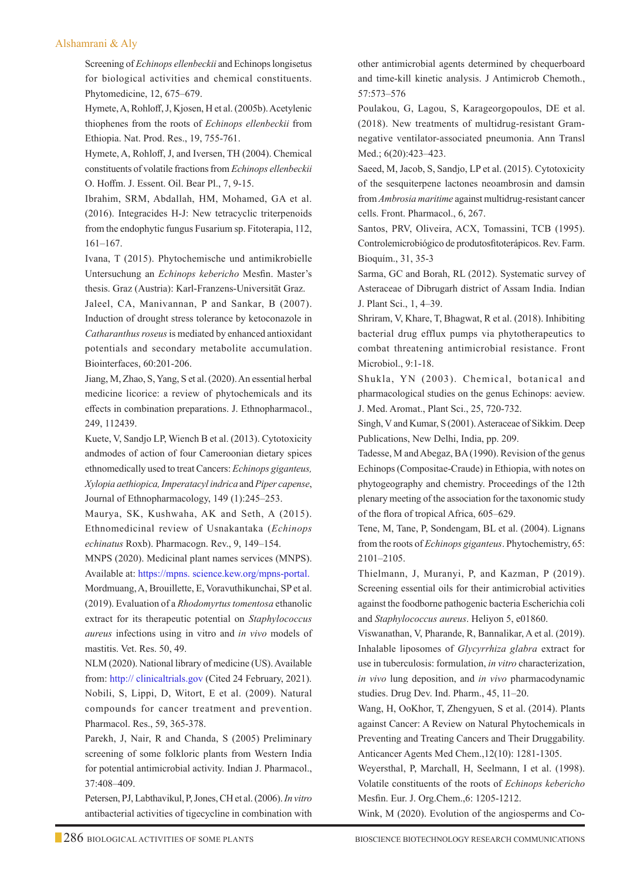Screening of *Echinops ellenbeckii* and Echinops longisetus for biological activities and chemical constituents. Phytomedicine, 12, 675–679.

Hymete, A, Rohloff, J, Kjosen, H et al. (2005b). Acetylenic thiophenes from the roots of *Echinops ellenbeckii* from Ethiopia. Nat. Prod. Res., 19, 755-761.

Hymete, A, Rohloff, J, and Iversen, TH (2004). Chemical constituents of volatile fractions from *Echinops ellenbeckii* O. Hoffm. J. Essent. Oil. Bear Pl., 7, 9-15.

Ibrahim, SRM, Abdallah, HM, Mohamed, GA et al. (2016). Integracides H-J: New tetracyclic triterpenoids from the endophytic fungus Fusarium sp. Fitoterapia, 112, 161–167.

Ivana, T (2015). Phytochemische und antimikrobielle Untersuchung an *Echinops kebericho* Mesfin. Master's thesis. Graz (Austria): Karl-Franzens-Universität Graz.

Jaleel, CA, Manivannan, P and Sankar, B (2007). Induction of drought stress tolerance by ketoconazole in *Catharanthus roseus* is mediated by enhanced antioxidant potentials and secondary metabolite accumulation. Biointerfaces, 60:201-206.

Jiang, M, Zhao, S, Yang, S et al. (2020). An essential herbal medicine licorice: a review of phytochemicals and its effects in combination preparations. J. Ethnopharmacol., 249, 112439.

Kuete, V, Sandjo LP, Wiench B et al. (2013). Cytotoxicity andmodes of action of four Cameroonian dietary spices ethnomedically used to treat Cancers: *Echinops giganteus, Xylopia aethiopica, Imperatacyl indrica* and *Piper capense*, Journal of Ethnopharmacology, 149 (1):245–253.

Maurya, SK, Kushwaha, AK and Seth, A (2015). Ethnomedicinal review of Usnakantaka (*Echinops echinatus* Roxb). Pharmacogn. Rev., 9, 149–154.

MNPS (2020). Medicinal plant names services (MNPS). Available at: https://mpns. science.kew.org/mpns-portal.

Mordmuang, A, Brouillette, E, Voravuthikunchai, SP et al. (2019). Evaluation of a *Rhodomyrtus tomentosa* ethanolic extract for its therapeutic potential on *Staphylococcus aureus* infections using in vitro and *in vivo* models of mastitis. Vet. Res. 50, 49.

NLM (2020). National library of medicine (US). Available from: http:// clinicaltrials.gov (Cited 24 February, 2021).

Nobili, S, Lippi, D, Witort, E et al. (2009). Natural compounds for cancer treatment and prevention. Pharmacol. Res., 59, 365-378.

Parekh, J, Nair, R and Chanda, S (2005) Preliminary screening of some folkloric plants from Western India for potential antimicrobial activity. Indian J. Pharmacol., 37:408–409.

Petersen, PJ, Labthavikul, P, Jones, CH et al. (2006). *In vitro* antibacterial activities of tigecycline in combination with other antimicrobial agents determined by chequerboard and time-kill kinetic analysis. J Antimicrob Chemoth., 57:573–576

Poulakou, G, Lagou, S, Karageorgopoulos, DE et al. (2018). New treatments of multidrug-resistant Gram-negative ventilator-associated pneumonia. Ann Transl Med.; 6(20):423–423.

Saeed, M, Jacob, S, Sandjo, LP et al. (2015). Cytotoxicity of the sesquiterpene lactones neoambrosin and damsin from *Ambrosia maritime* against multidrug-resistant cancer cells. Front. Pharmacol., 6, 267.

Santos, PRV, Oliveira, ACX, Tomassini, TCB (1995). Controlemicrobiógico de produtosfitoterápicos. Rev. Farm. Bioquím., 31, 35-3

Sarma, GC and Borah, RL (2012). Systematic survey of Asteraceae of Dibrugarh district of Assam India. Indian J. Plant Sci., 1, 4–39.

Shriram, V, Khare, T, Bhagwat, R et al. (2018). Inhibiting bacterial drug efflux pumps via phytotherapeutics to combat threatening antimicrobial resistance. Front Microbiol., 9:1-18.

Shukla, YN (2003). Chemical, botanical and pharmacological studies on the genus Echinops: aeview. J. Med. Aromat., Plant Sci., 25, 720-732.

Singh, V and Kumar, S (2001). Asteraceae of Sikkim. Deep Publications, New Delhi, India, pp. 209.

Tadesse, M and Abegaz, BA (1990). Revision of the genus Echinops (Compositae-Craude) in Ethiopia, with notes on phytogeography and chemistry. Proceedings of the 12th plenary meeting of the association for the taxonomic study of the flora of tropical Africa, 605–629.

Tene, M, Tane, P, Sondengam, BL et al. (2004). Lignans from the roots of *Echinops giganteus*. Phytochemistry, 65: 2101–2105.

Thielmann, J, Muranyi, P, and Kazman, P (2019). Screening essential oils for their antimicrobial activities against the foodborne pathogenic bacteria Escherichia coli and *Staphylococcus aureus*. Heliyon 5, e01860.

Viswanathan, V, Pharande, R, Bannalikar, A et al. (2019). Inhalable liposomes of *Glycyrrhiza glabra* extract for use in tuberculosis: formulation, *in vitro* characterization, *in vivo* lung deposition, and *in vivo* pharmacodynamic studies. Drug Dev. Ind. Pharm., 45, 11–20.

Wang, H, OoKhor, T, Zhengyuen, S et al. (2014). Plants against Cancer: A Review on Natural Phytochemicals in Preventing and Treating Cancers and Their Druggability. Anticancer Agents Med Chem.,12(10): 1281-1305.

Weyersthal, P, Marchall, H, Seelmann, I et al. (1998). Volatile constituents of the roots of *Echinops kebericho* Mesfin. Eur. J. Org.Chem.,6: 1205-1212.

Wink, M (2020). Evolution of the angiosperms and Co-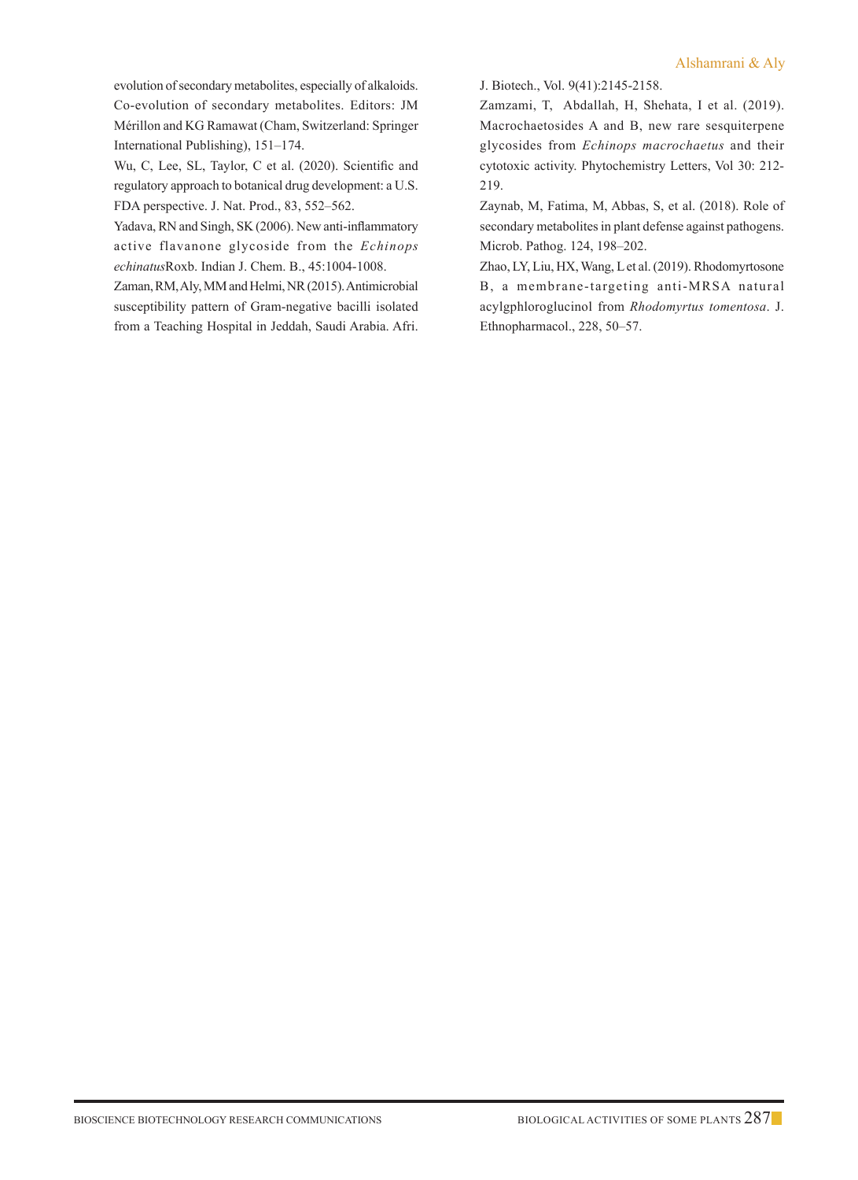evolution of secondary metabolites, especially of alkaloids. Co-evolution of secondary metabolites. Editors: JM Mérillon and KG Ramawat (Cham, Switzerland: Springer International Publishing), 151–174.

Wu, C, Lee, SL, Taylor, C et al. (2020). Scientific and regulatory approach to botanical drug development: a U.S. FDA perspective. J. Nat. Prod., 83, 552–562.

Yadava, RN and Singh, SK (2006). New anti-inflammatory active flavanone glycoside from the *Echinops echinatus*Roxb. Indian J. Chem. B., 45:1004-1008.

Zaman, RM, Aly, MM and Helmi, NR (2015). Antimicrobial susceptibility pattern of Gram-negative bacilli isolated from a Teaching Hospital in Jeddah, Saudi Arabia. Afri. J. Biotech., Vol. 9(41):2145-2158.

Zamzami, T, Abdallah, H, Shehata, I et al. (2019). Macrochaetosides A and B, new rare sesquiterpene glycosides from *Echinops macrochaetus* and their cytotoxic activity. Phytochemistry Letters, Vol 30: 212-219.

Zaynab, M, Fatima, M, Abbas, S, et al. (2018). Role of secondary metabolites in plant defense against pathogens. Microb. Pathog. 124, 198–202.

Zhao, LY, Liu, HX, Wang, L et al. (2019). Rhodomyrtosone B, a membrane-targeting anti-MRSA natural acylgphloroglucinol from *Rhodomyrtus tomentosa*. J. Ethnopharmacol., 228, 50–57.